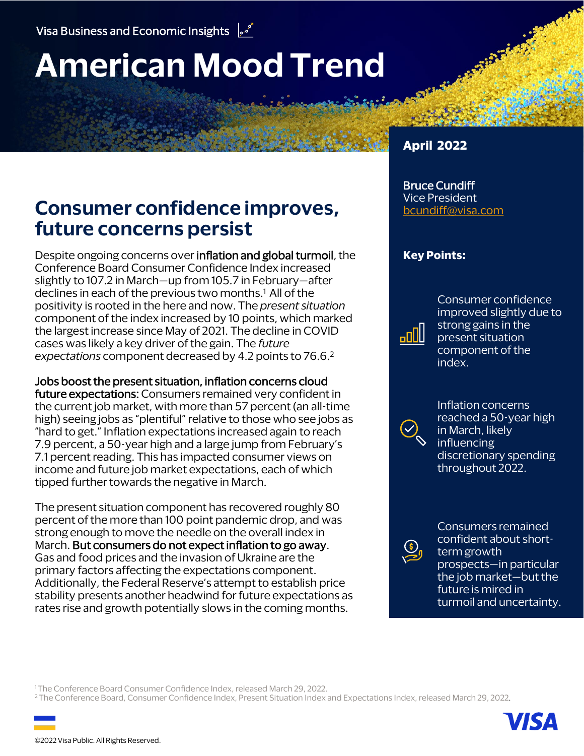Visa Business and Economic Insights

# American Mood Trend

April 2022

**Bruce Cundiff**
Vice President
bcundiff@visa.com

## Consumer confidence improves, future concerns persist

Despite ongoing concerns over **inflation and global turmoil**, the Conference Board Consumer Confidence Index increased slightly to 107.2 in March—up from 105.7 in February—after declines in each of the previous two months.[1] All of the positivity is rooted in the here and now. The *present situation* component of the index increased by 10 points, which marked the largest increase since May of 2021. The decline in COVID cases was likely a key driver of the gain. The *future expectations* component decreased by 4.2 points to 76.6.[2]

**Jobs boost the present situation, inflation concerns cloud future expectations:** Consumers remained very confident in the current job market, with more than 57 percent (an all-time high) seeing jobs as "plentiful" relative to those who see jobs as "hard to get." Inflation expectations increased again to reach 7.9 percent, a 50-year high and a large jump from February's 7.1 percent reading. This has impacted consumer views on income and future job market expectations, each of which tipped further towards the negative in March.

The present situation component has recovered roughly 80 percent of the more than 100 point pandemic drop, and was strong enough to move the needle on the overall index in March. **But consumers do not expect inflation to go away**. Gas and food prices and the invasion of Ukraine are the primary factors affecting the expectations component. Additionally, the Federal Reserve's attempt to establish price stability presents another headwind for future expectations as rates rise and growth potentially slows in the coming months.

**Key Points:**

- Consumer confidence improved slightly due to strong gains in the present situation component of the index.
- Inflation concerns reached a 50-year high in March, likely influencing discretionary spending throughout 2022.
- Consumers remained confident about short-term growth prospects—in particular the job market—but the future is mired in turmoil and uncertainty.

[1] The Conference Board Consumer Confidence Index, released March 29, 2022.
[2] The Conference Board, Consumer Confidence Index, Present Situation Index and Expectations Index, released March 29, 2022.

©2022 Visa Public. All Rights Reserved.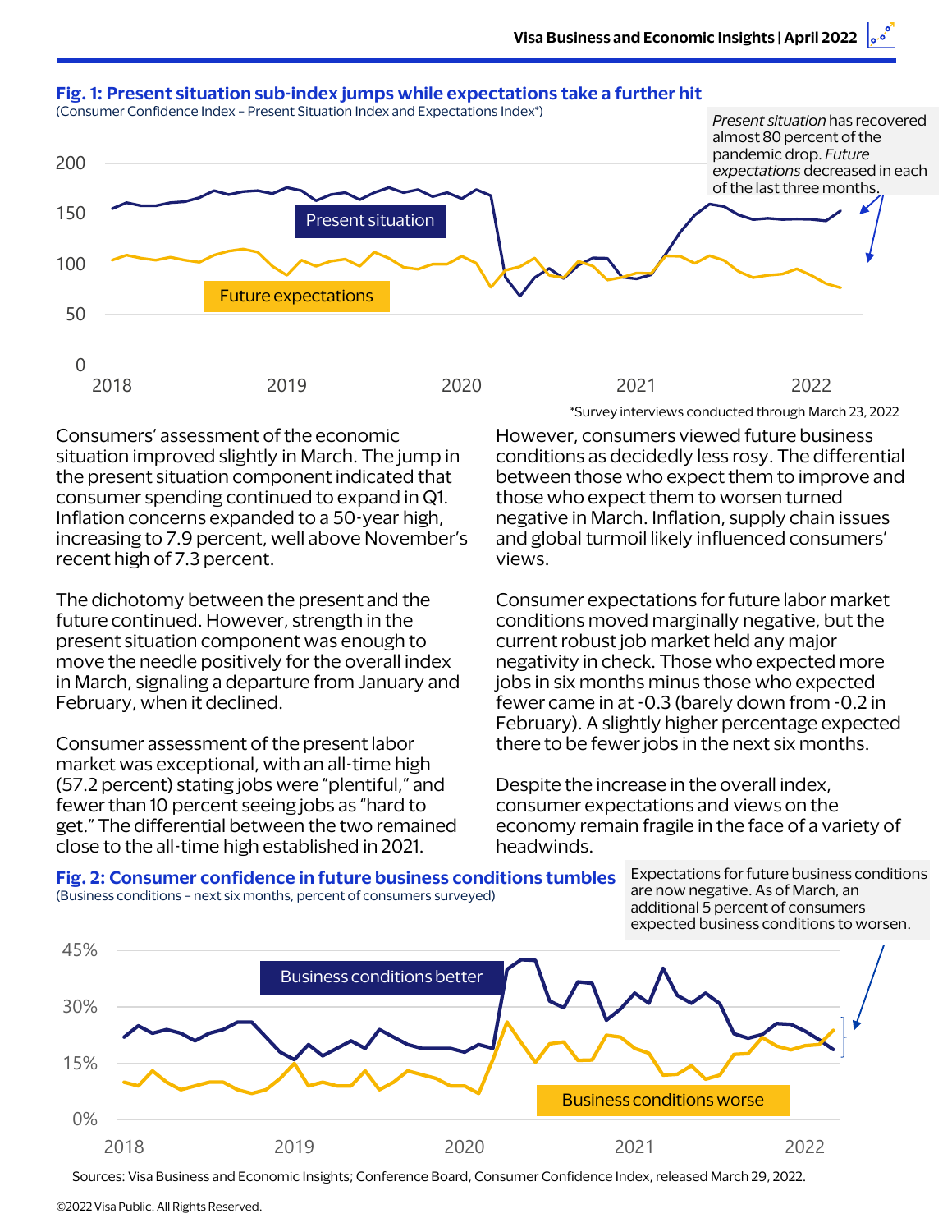**Fig. 1: Present situation sub-index jumps while expectations take a further hit**

(Consumer Confidence Index – Present Situation Index and Expectations Index*)

*Present situation* has recovered almost 80 percent of the pandemic drop. *Future expectations* decreased in each of the last three months.

*Survey interviews conducted through March 23, 2022

Consumers' assessment of the economic situation improved slightly in March. The jump in the present situation component indicated that consumer spending continued to expand in Q1. Inflation concerns expanded to a 50-year high, increasing to 7.9 percent, well above November's recent high of 7.3 percent.

The dichotomy between the present and the future continued. However, strength in the present situation component was enough to move the needle positively for the overall index in March, signaling a departure from January and February, when it declined.

Consumer assessment of the present labor market was exceptional, with an all-time high (57.2 percent) stating jobs were "plentiful," and fewer than 10 percent seeing jobs as "hard to get." The differential between the two remained close to the all-time high established in 2021.

However, consumers viewed future business conditions as decidedly less rosy. The differential between those who expect them to improve and those who expect them to worsen turned negative in March. Inflation, supply chain issues and global turmoil likely influenced consumers' views.

Consumer expectations for future labor market conditions moved marginally negative, but the current robust job market held any major negativity in check. Those who expected more jobs in six months minus those who expected fewer came in at -0.3 (barely down from -0.2 in February). A slightly higher percentage expected there to be fewer jobs in the next six months.

Despite the increase in the overall index, consumer expectations and views on the economy remain fragile in the face of a variety of headwinds.

**Fig. 2: Consumer confidence in future business conditions tumbles**

(Business conditions – next six months, percent of consumers surveyed)

Expectations for future business conditions are now negative. As of March, an additional 5 percent of consumers expected business conditions to worsen.

Sources: Visa Business and Economic Insights; Conference Board, Consumer Confidence Index, released March 29, 2022.

©2022 Visa Public. All Rights Reserved.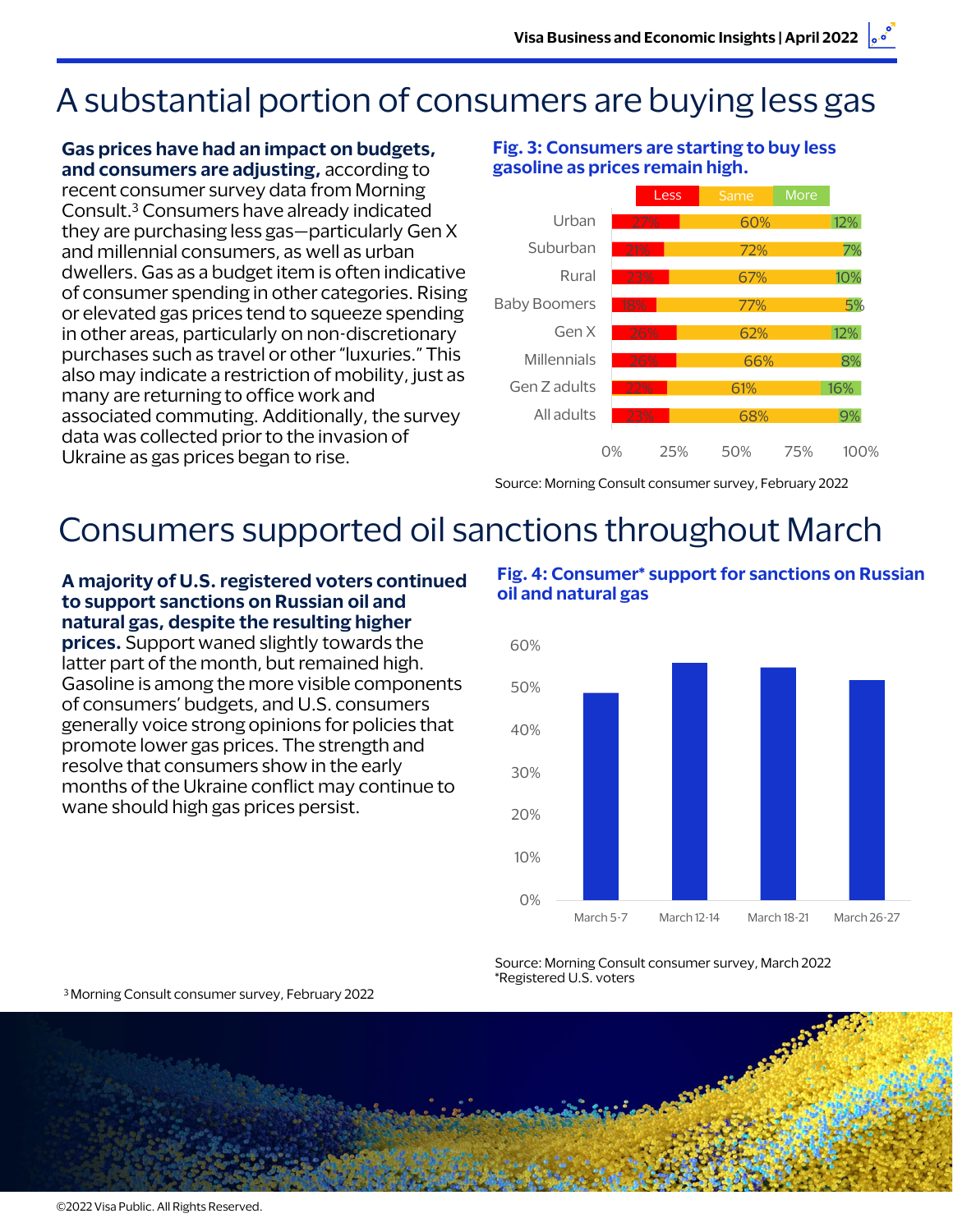# A substantial portion of consumers are buying less gas

**Gas prices have had an impact on budgets, and consumers are adjusting,** according to recent consumer survey data from Morning Consult.[3] Consumers have already indicated they are purchasing less gas—particularly Gen X and millennial consumers, as well as urban dwellers. Gas as a budget item is often indicative of consumer spending in other categories. Rising or elevated gas prices tend to squeeze spending in other areas, particularly on non-discretionary purchases such as travel or other "luxuries." This also may indicate a restriction of mobility, just as many are returning to office work and associated commuting. Additionally, the survey data was collected prior to the invasion of Ukraine as gas prices began to rise.

**Fig. 3: Consumers are starting to buy less gasoline as prices remain high.**

| | Less | Same | More |
|---|---|---|---|
| Urban | 27% | 60% | 12% |
| Suburban | 21% | 72% | 7% |
| Rural | 23% | 67% | 10% |
| Baby Boomers | 18% | 77% | 5% |
| Gen X | 26% | 62% | 12% |
| Millennials | 26% | 66% | 8% |
| Gen Z adults | 22% | 61% | 16% |
| All adults | 23% | 68% | 9% |

Source: Morning Consult consumer survey, February 2022

# Consumers supported oil sanctions throughout March

**A majority of U.S. registered voters continued to support sanctions on Russian oil and natural gas, despite the resulting higher prices.** Support waned slightly towards the latter part of the month, but remained high. Gasoline is among the more visible components of consumers' budgets, and U.S. consumers generally voice strong opinions for policies that promote lower gas prices. The strength and resolve that consumers show in the early months of the Ukraine conflict may continue to wane should high gas prices persist.

**Fig. 4: Consumer* support for sanctions on Russian oil and natural gas**

Bar chart (y-axis 0%–60%); categories: March 5-7, March 12-14, March 18-21, March 26-27.

Source: Morning Consult consumer survey, March 2022
*Registered U.S. voters

[3] Morning Consult consumer survey, February 2022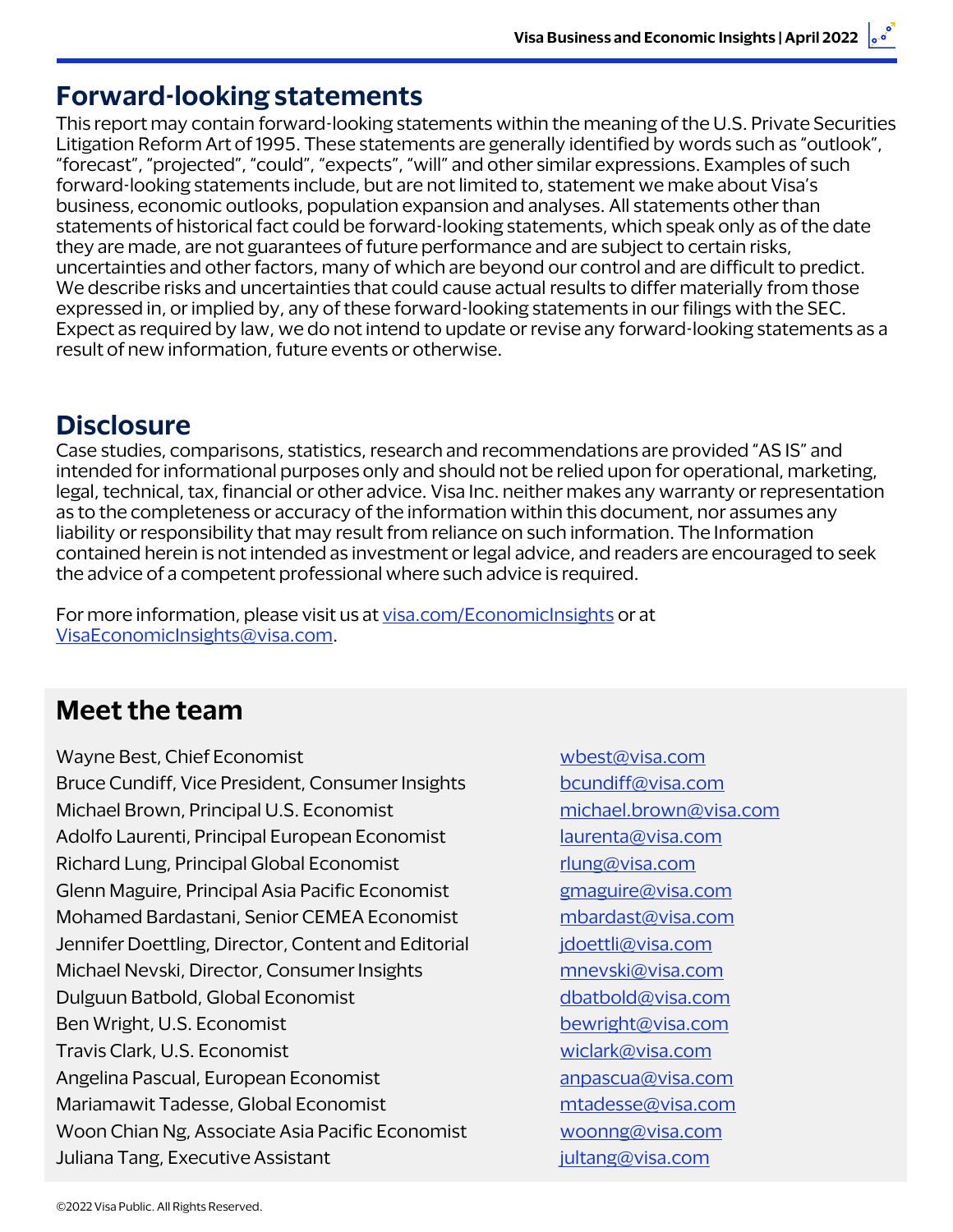## Forward-looking statements

This report may contain forward-looking statements within the meaning of the U.S. Private Securities Litigation Reform Art of 1995. These statements are generally identified by words such as "outlook", "forecast", "projected", "could", "expects", "will" and other similar expressions. Examples of such forward-looking statements include, but are not limited to, statement we make about Visa's business, economic outlooks, population expansion and analyses. All statements other than statements of historical fact could be forward-looking statements, which speak only as of the date they are made, are not guarantees of future performance and are subject to certain risks, uncertainties and other factors, many of which are beyond our control and are difficult to predict. We describe risks and uncertainties that could cause actual results to differ materially from those expressed in, or implied by, any of these forward-looking statements in our filings with the SEC. Expect as required by law, we do not intend to update or revise any forward-looking statements as a result of new information, future events or otherwise.

## Disclosure

Case studies, comparisons, statistics, research and recommendations are provided "AS IS" and intended for informational purposes only and should not be relied upon for operational, marketing, legal, technical, tax, financial or other advice. Visa Inc. neither makes any warranty or representation as to the completeness or accuracy of the information within this document, nor assumes any liability or responsibility that may result from reliance on such information. The Information contained herein is not intended as investment or legal advice, and readers are encouraged to seek the advice of a competent professional where such advice is required.

For more information, please visit us at [visa.com/EconomicInsights](https://visa.com/EconomicInsights) or at [VisaEconomicInsights@visa.com](mailto:VisaEconomicInsights@visa.com).

## Meet the team

| | |
|---|---|
| Wayne Best, Chief Economist | wbest@visa.com |
| Bruce Cundiff, Vice President, Consumer Insights | bcundiff@visa.com |
| Michael Brown, Principal U.S. Economist | michael.brown@visa.com |
| Adolfo Laurenti, Principal European Economist | laurenta@visa.com |
| Richard Lung, Principal Global Economist | rlung@visa.com |
| Glenn Maguire, Principal Asia Pacific Economist | gmaguire@visa.com |
| Mohamed Bardastani, Senior CEMEA Economist | mbardast@visa.com |
| Jennifer Doettling, Director, Content and Editorial | jdoettli@visa.com |
| Michael Nevski, Director, Consumer Insights | mnevski@visa.com |
| Dulguun Batbold, Global Economist | dbatbold@visa.com |
| Ben Wright, U.S. Economist | bewright@visa.com |
| Travis Clark, U.S. Economist | wiclark@visa.com |
| Angelina Pascual, European Economist | anpascua@visa.com |
| Mariamawit Tadesse, Global Economist | mtadesse@visa.com |
| Woon Chian Ng, Associate Asia Pacific Economist | woonng@visa.com |
| Juliana Tang, Executive Assistant | jultang@visa.com |

©2022 Visa Public. All Rights Reserved.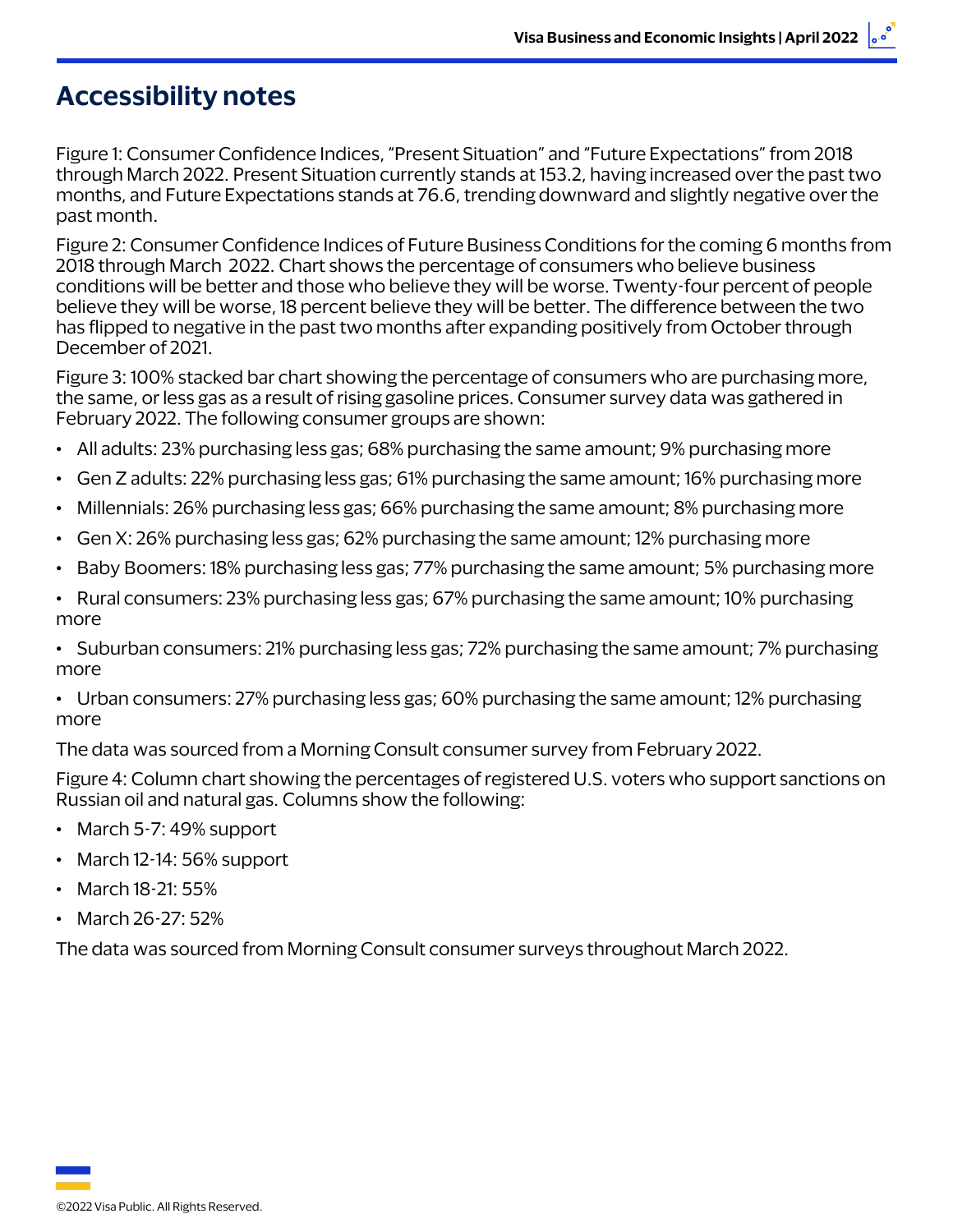# Accessibility notes

Figure 1: Consumer Confidence Indices, “Present Situation” and “Future Expectations” from 2018 through March 2022. Present Situation currently stands at 153.2, having increased over the past two months, and Future Expectations stands at 76.6, trending downward and slightly negative over the past month.

Figure 2: Consumer Confidence Indices of Future Business Conditions for the coming 6 months from 2018 through March 2022. Chart shows the percentage of consumers who believe business conditions will be better and those who believe they will be worse. Twenty-four percent of people believe they will be worse, 18 percent believe they will be better. The difference between the two has flipped to negative in the past two months after expanding positively from October through December of 2021.

Figure 3: 100% stacked bar chart showing the percentage of consumers who are purchasing more, the same, or less gas as a result of rising gasoline prices. Consumer survey data was gathered in February 2022. The following consumer groups are shown:

- All adults: 23% purchasing less gas; 68% purchasing the same amount; 9% purchasing more
- Gen Z adults: 22% purchasing less gas; 61% purchasing the same amount; 16% purchasing more
- Millennials: 26% purchasing less gas; 66% purchasing the same amount; 8% purchasing more
- Gen X: 26% purchasing less gas; 62% purchasing the same amount; 12% purchasing more
- Baby Boomers: 18% purchasing less gas; 77% purchasing the same amount; 5% purchasing more
- Rural consumers: 23% purchasing less gas; 67% purchasing the same amount; 10% purchasing more
- Suburban consumers: 21% purchasing less gas; 72% purchasing the same amount; 7% purchasing more
- Urban consumers: 27% purchasing less gas; 60% purchasing the same amount; 12% purchasing more

The data was sourced from a Morning Consult consumer survey from February 2022.

Figure 4: Column chart showing the percentages of registered U.S. voters who support sanctions on Russian oil and natural gas. Columns show the following:

- March 5-7: 49% support
- March 12-14: 56% support
- March 18-21: 55%
- March 26-27: 52%

The data was sourced from Morning Consult consumer surveys throughout March 2022.

©2022 Visa Public. All Rights Reserved.